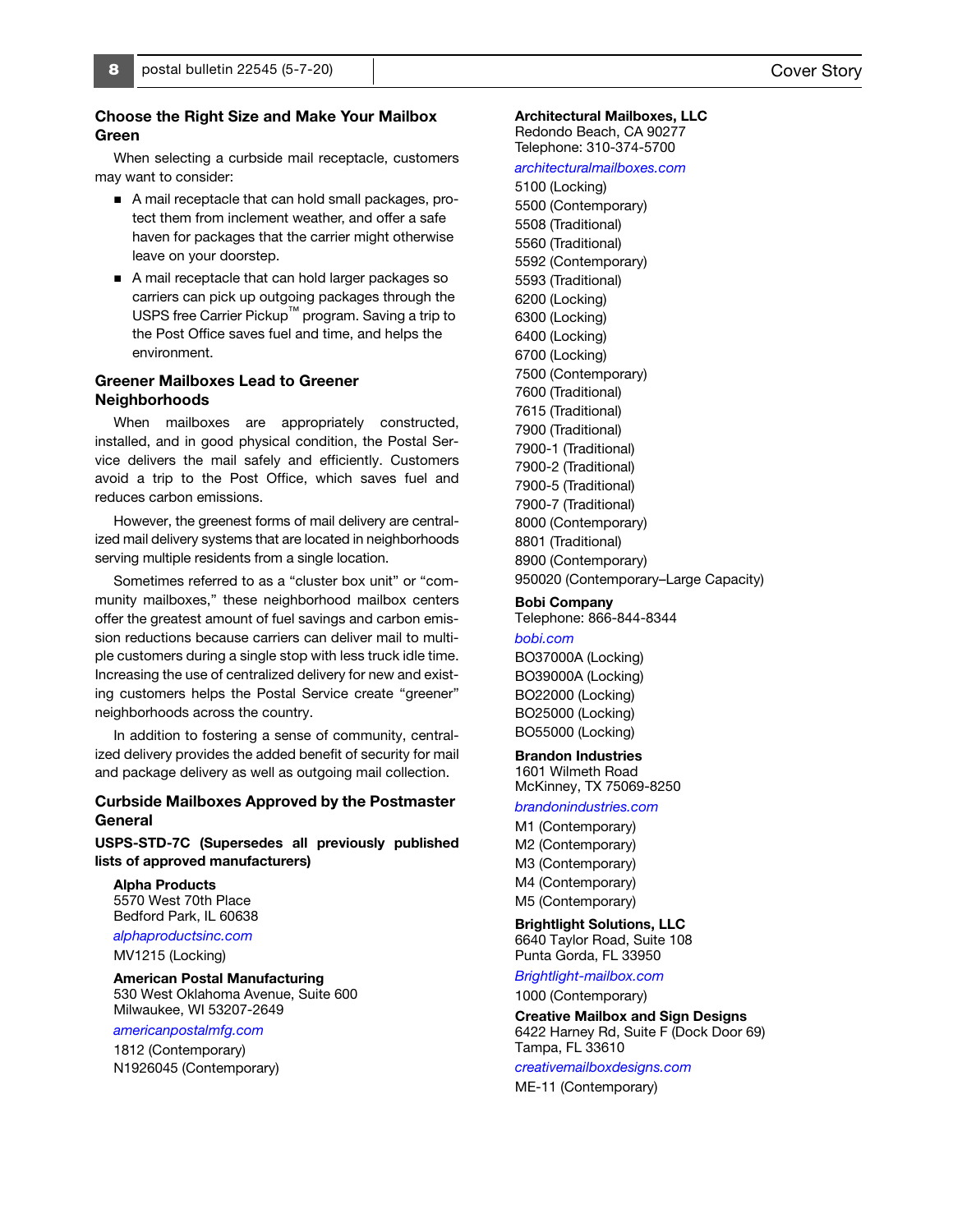## Choose the Right Size and Make Your Mailbox Green

When selecting a curbside mail receptacle, customers may want to consider:

- A mail receptacle that can hold small packages, protect them from inclement weather, and offer a safe haven for packages that the carrier might otherwise leave on your doorstep.
- A mail receptacle that can hold larger packages so carriers can pick up outgoing packages through the USPS free Carrier Pickup™ program. Saving a trip to the Post Office saves fuel and time, and helps the environment.

## Greener Mailboxes Lead to Greener Neighborhoods

When mailboxes are appropriately constructed, installed, and in good physical condition, the Postal Service delivers the mail safely and efficiently. Customers avoid a trip to the Post Office, which saves fuel and reduces carbon emissions.

However, the greenest forms of mail delivery are centralized mail delivery systems that are located in neighborhoods serving multiple residents from a single location.

Sometimes referred to as a "cluster box unit" or "community mailboxes," these neighborhood mailbox centers offer the greatest amount of fuel savings and carbon emission reductions because carriers can deliver mail to multiple customers during a single stop with less truck idle time. Increasing the use of centralized delivery for new and existing customers helps the Postal Service create "greener" neighborhoods across the country.

In addition to fostering a sense of community, centralized delivery provides the added benefit of security for mail and package delivery as well as outgoing mail collection.

## Curbside Mailboxes Approved by the Postmaster General

**USPS-STD-7C (Supersedes all previously published lists of approved manufacturers)**

**Alpha Products**
5570 West 70th Place
Bedford Park, IL 60638

alphaproductsinc.com

MV1215 (Locking)

**American Postal Manufacturing**
530 West Oklahoma Avenue, Suite 600
Milwaukee, WI 53207-2649

americanpostalmfg.com

1812 (Contemporary)
N1926045 (Contemporary)

**Architectural Mailboxes, LLC**
Redondo Beach, CA 90277
Telephone: 310-374-5700

architecturalmailboxes.com

5100 (Locking)
5500 (Contemporary)
5508 (Traditional)
5560 (Traditional)
5592 (Contemporary)
5593 (Traditional)
6200 (Locking)
6300 (Locking)
6400 (Locking)
6700 (Locking)
7500 (Contemporary)
7600 (Traditional)
7615 (Traditional)
7900 (Traditional)
7900-1 (Traditional)
7900-2 (Traditional)
7900-5 (Traditional)
7900-7 (Traditional)
8000 (Contemporary)
8801 (Traditional)
8900 (Contemporary)
950020 (Contemporary–Large Capacity)

**Bobi Company**
Telephone: 866-844-8344

bobi.com

BO37000A (Locking)
BO39000A (Locking)
BO22000 (Locking)
BO25000 (Locking)
BO55000 (Locking)

**Brandon Industries**
1601 Wilmeth Road
McKinney, TX 75069-8250

brandonindustries.com

M1 (Contemporary)
M2 (Contemporary)
M3 (Contemporary)
M4 (Contemporary)
M5 (Contemporary)

**Brightlight Solutions, LLC**
6640 Taylor Road, Suite 108
Punta Gorda, FL 33950

Brightlight-mailbox.com

1000 (Contemporary)

**Creative Mailbox and Sign Designs**
6422 Harney Rd, Suite F (Dock Door 69)
Tampa, FL 33610

creativemailboxdesigns.com

ME-11 (Contemporary)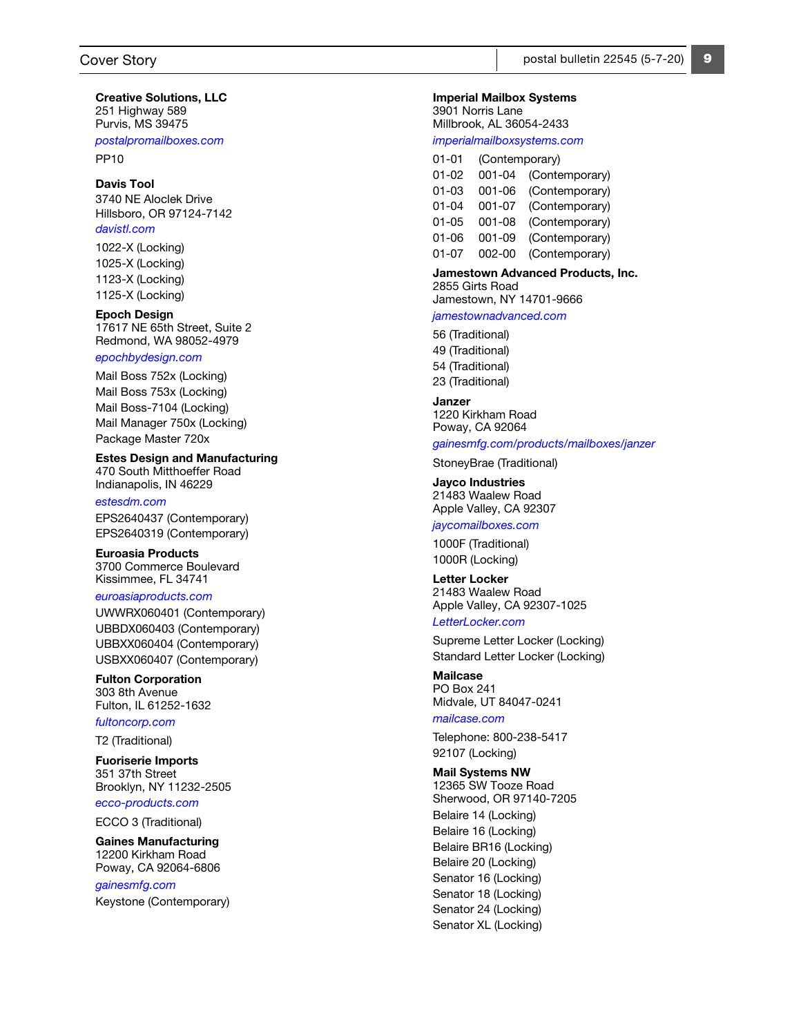**Creative Solutions, LLC**
251 Highway 589
Purvis, MS 39475
*postalpromailboxes.com*

PP10

**Davis Tool**
3740 NE Aloclek Drive
Hillsboro, OR 97124-7142
*davistl.com*

1022-X (Locking)
1025-X (Locking)
1123-X (Locking)
1125-X (Locking)

**Epoch Design**
17617 NE 65th Street, Suite 2
Redmond, WA 98052-4979
*epochbydesign.com*

Mail Boss 752x (Locking)
Mail Boss 753x (Locking)
Mail Boss-7104 (Locking)
Mail Manager 750x (Locking)
Package Master 720x

**Estes Design and Manufacturing**
470 South Mitthoeffer Road
Indianapolis, IN 46229
*estesdm.com*

EPS2640437 (Contemporary)
EPS2640319 (Contemporary)

**Euroasia Products**
3700 Commerce Boulevard
Kissimmee, FL 34741
*euroasiaproducts.com*

UWWRX060401 (Contemporary)
UBBDX060403 (Contemporary)
UBBXX060404 (Contemporary)
USBXX060407 (Contemporary)

**Fulton Corporation**
303 8th Avenue
Fulton, IL 61252-1632
*fultoncorp.com*

T2 (Traditional)

**Fuoriserie Imports**
351 37th Street
Brooklyn, NY 11232-2505
*ecco-products.com*

ECCO 3 (Traditional)

**Gaines Manufacturing**
12200 Kirkham Road
Poway, CA 92064-6806
*gainesmfg.com*

Keystone (Contemporary)

**Imperial Mailbox Systems**
3901 Norris Lane
Millbrook, AL 36054-2433
*imperialmailboxsystems.com*

01-01 (Contemporary)
01-02 001-04 (Contemporary)
01-03 001-06 (Contemporary)
01-04 001-07 (Contemporary)
01-05 001-08 (Contemporary)
01-06 001-09 (Contemporary)
01-07 002-00 (Contemporary)

**Jamestown Advanced Products, Inc.**
2855 Girts Road
Jamestown, NY 14701-9666
*jamestownadvanced.com*

56 (Traditional)
49 (Traditional)
54 (Traditional)
23 (Traditional)

**Janzer**
1220 Kirkham Road
Poway, CA 92064
*gainesmfg.com/products/mailboxes/janzer*

StoneyBrae (Traditional)

**Jayco Industries**
21483 Waalew Road
Apple Valley, CA 92307
*jaycomailboxes.com*

1000F (Traditional)
1000R (Locking)

**Letter Locker**
21483 Waalew Road
Apple Valley, CA 92307-1025
*LetterLocker.com*

Supreme Letter Locker (Locking)
Standard Letter Locker (Locking)

**Mailcase**
PO Box 241
Midvale, UT 84047-0241
*mailcase.com*

Telephone: 800-238-5417
92107 (Locking)

**Mail Systems NW**
12365 SW Tooze Road
Sherwood, OR 97140-7205

Belaire 14 (Locking)
Belaire 16 (Locking)
Belaire BR16 (Locking)
Belaire 20 (Locking)
Senator 16 (Locking)
Senator 18 (Locking)
Senator 24 (Locking)
Senator XL (Locking)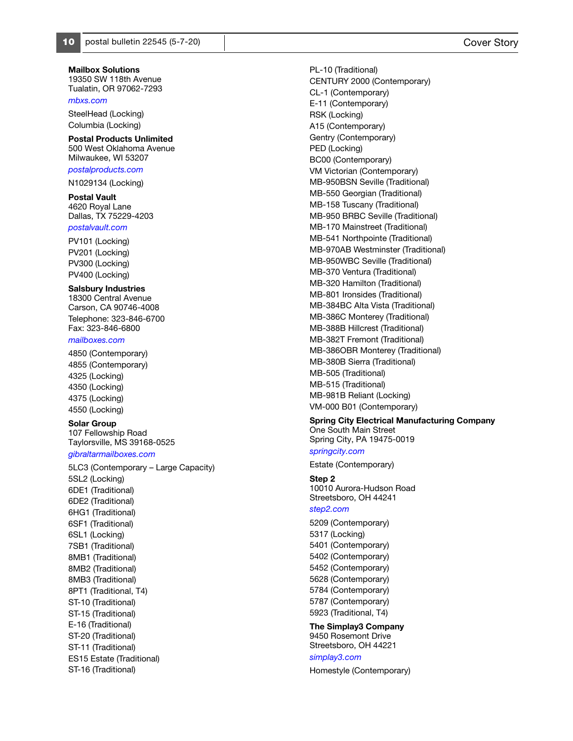**Mailbox Solutions**
19350 SW 118th Avenue
Tualatin, OR 97062-7293

*mbxs.com*

SteelHead (Locking)
Columbia (Locking)

**Postal Products Unlimited**
500 West Oklahoma Avenue
Milwaukee, WI 53207

*postalproducts.com*

N1029134 (Locking)

**Postal Vault**
4620 Royal Lane
Dallas, TX 75229-4203

*postalvault.com*

PV101 (Locking)
PV201 (Locking)
PV300 (Locking)
PV400 (Locking)

**Salsbury Industries**
18300 Central Avenue
Carson, CA 90746-4008
Telephone: 323-846-6700
Fax: 323-846-6800

*mailboxes.com*

4850 (Contemporary)
4855 (Contemporary)
4325 (Locking)
4350 (Locking)
4375 (Locking)
4550 (Locking)

**Solar Group**
107 Fellowship Road
Taylorsville, MS 39168-0525

*gibraltarmailboxes.com*

5LC3 (Contemporary – Large Capacity)
5SL2 (Locking)
6DE1 (Traditional)
6DE2 (Traditional)
6HG1 (Traditional)
6SF1 (Traditional)
6SL1 (Locking)
7SB1 (Traditional)
8MB1 (Traditional)
8MB2 (Traditional)
8MB3 (Traditional)
8PT1 (Traditional, T4)
ST-10 (Traditional)
ST-15 (Traditional)
E-16 (Traditional)
ST-20 (Traditional)
ST-11 (Traditional)
ES15 Estate (Traditional)
ST-16 (Traditional)
PL-10 (Traditional)
CENTURY 2000 (Contemporary)
CL-1 (Contemporary)
E-11 (Contemporary)
RSK (Locking)
A15 (Contemporary)
Gentry (Contemporary)
PED (Locking)
BC00 (Contemporary)
VM Victorian (Contemporary)
MB-950BSN Seville (Traditional)
MB-550 Georgian (Traditional)
MB-158 Tuscany (Traditional)
MB-950 BRBC Seville (Traditional)
MB-170 Mainstreet (Traditional)
MB-541 Northpointe (Traditional)
MB-970AB Westminster (Traditional)
MB-950WBC Seville (Traditional)
MB-370 Ventura (Traditional)
MB-320 Hamilton (Traditional)
MB-801 Ironsides (Traditional)
MB-384BC Alta Vista (Traditional)
MB-386C Monterey (Traditional)
MB-388B Hillcrest (Traditional)
MB-382T Fremont (Traditional)
MB-386OBR Monterey (Traditional)
MB-380B Sierra (Traditional)
MB-505 (Traditional)
MB-515 (Traditional)
MB-981B Reliant (Locking)
VM-000 B01 (Contemporary)

**Spring City Electrical Manufacturing Company**
One South Main Street
Spring City, PA 19475-0019

*springcity.com*

Estate (Contemporary)

**Step 2**
10010 Aurora-Hudson Road
Streetsboro, OH 44241

*step2.com*

5209 (Contemporary)
5317 (Locking)
5401 (Contemporary)
5402 (Contemporary)
5452 (Contemporary)
5628 (Contemporary)
5784 (Contemporary)
5787 (Contemporary)
5923 (Traditional, T4)

**The Simplay3 Company**
9450 Rosemont Drive
Streetsboro, OH 44221

*simplay3.com*

Homestyle (Contemporary)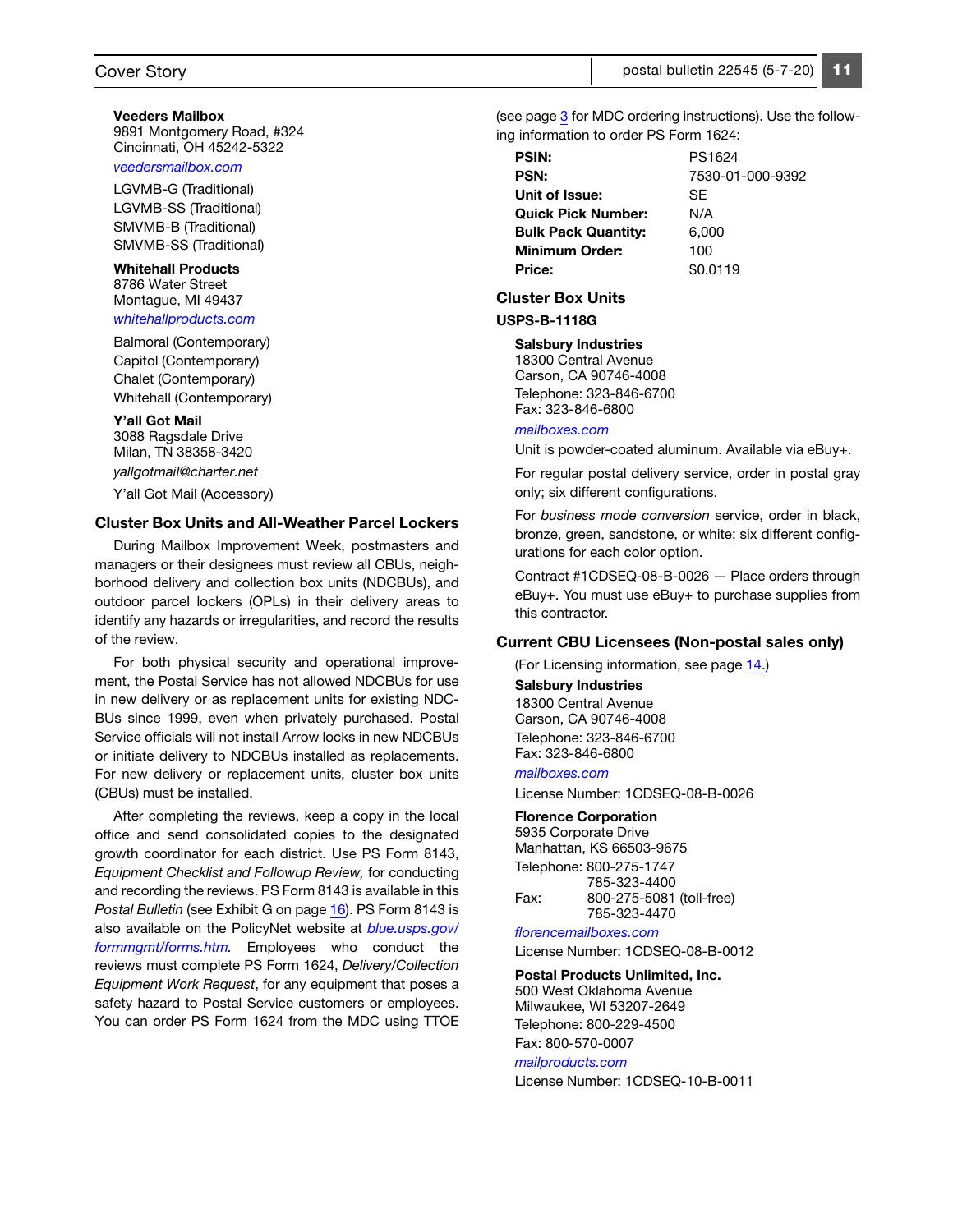**Veeders Mailbox**
9891 Montgomery Road, #324
Cincinnati, OH 45242-5322

*veedersmailbox.com*

LGVMB-G (Traditional)
LGVMB-SS (Traditional)
SMVMB-B (Traditional)
SMVMB-SS (Traditional)

**Whitehall Products**
8786 Water Street
Montague, MI 49437

*whitehallproducts.com*

Balmoral (Contemporary)
Capitol (Contemporary)
Chalet (Contemporary)
Whitehall (Contemporary)

**Y'all Got Mail**
3088 Ragsdale Drive
Milan, TN 38358-3420

*yallgotmail@charter.net*

Y'all Got Mail (Accessory)

### Cluster Box Units and All-Weather Parcel Lockers

During Mailbox Improvement Week, postmasters and managers or their designees must review all CBUs, neighborhood delivery and collection box units (NDCBUs), and outdoor parcel lockers (OPLs) in their delivery areas to identify any hazards or irregularities, and record the results of the review.

For both physical security and operational improvement, the Postal Service has not allowed NDCBUs for use in new delivery or as replacement units for existing NDCBUs since 1999, even when privately purchased. Postal Service officials will not install Arrow locks in new NDCBUs or initiate delivery to NDCBUs installed as replacements. For new delivery or replacement units, cluster box units (CBUs) must be installed.

After completing the reviews, keep a copy in the local office and send consolidated copies to the designated growth coordinator for each district. Use PS Form 8143, *Equipment Checklist and Followup Review,* for conducting and recording the reviews. PS Form 8143 is available in this *Postal Bulletin* (see Exhibit G on page 16). PS Form 8143 is also available on the PolicyNet website at *blue.usps.gov/formmgmt/forms.htm*. Employees who conduct the reviews must complete PS Form 1624, *Delivery/Collection Equipment Work Request*, for any equipment that poses a safety hazard to Postal Service customers or employees. You can order PS Form 1624 from the MDC using TTOE (see page 3 for MDC ordering instructions). Use the following information to order PS Form 1624:

| | |
|---|---|
| **PSIN:** | PS1624 |
| **PSN:** | 7530-01-000-9392 |
| **Unit of Issue:** | SE |
| **Quick Pick Number:** | N/A |
| **Bulk Pack Quantity:** | 6,000 |
| **Minimum Order:** | 100 |
| **Price:** | $0.0119 |

### Cluster Box Units

#### USPS-B-1118G

**Salsbury Industries**
18300 Central Avenue
Carson, CA 90746-4008
Telephone: 323-846-6700
Fax: 323-846-6800

*mailboxes.com*

Unit is powder-coated aluminum. Available via eBuy+.

For regular postal delivery service, order in postal gray only; six different configurations.

For *business mode conversion* service, order in black, bronze, green, sandstone, or white; six different configurations for each color option.

Contract #1CDSEQ-08-B-0026 — Place orders through eBuy+. You must use eBuy+ to purchase supplies from this contractor.

### Current CBU Licensees (Non-postal sales only)

(For Licensing information, see page 14.)

**Salsbury Industries**
18300 Central Avenue
Carson, CA 90746-4008
Telephone: 323-846-6700
Fax: 323-846-6800

*mailboxes.com*

License Number: 1CDSEQ-08-B-0026

**Florence Corporation**
5935 Corporate Drive
Manhattan, KS 66503-9675
Telephone: 800-275-1747
785-323-4400
Fax: 800-275-5081 (toll-free)
785-323-4470

*florencemailboxes.com*

License Number: 1CDSEQ-08-B-0012

**Postal Products Unlimited, Inc.**
500 West Oklahoma Avenue
Milwaukee, WI 53207-2649
Telephone: 800-229-4500
Fax: 800-570-0007

*mailproducts.com*

License Number: 1CDSEQ-10-B-0011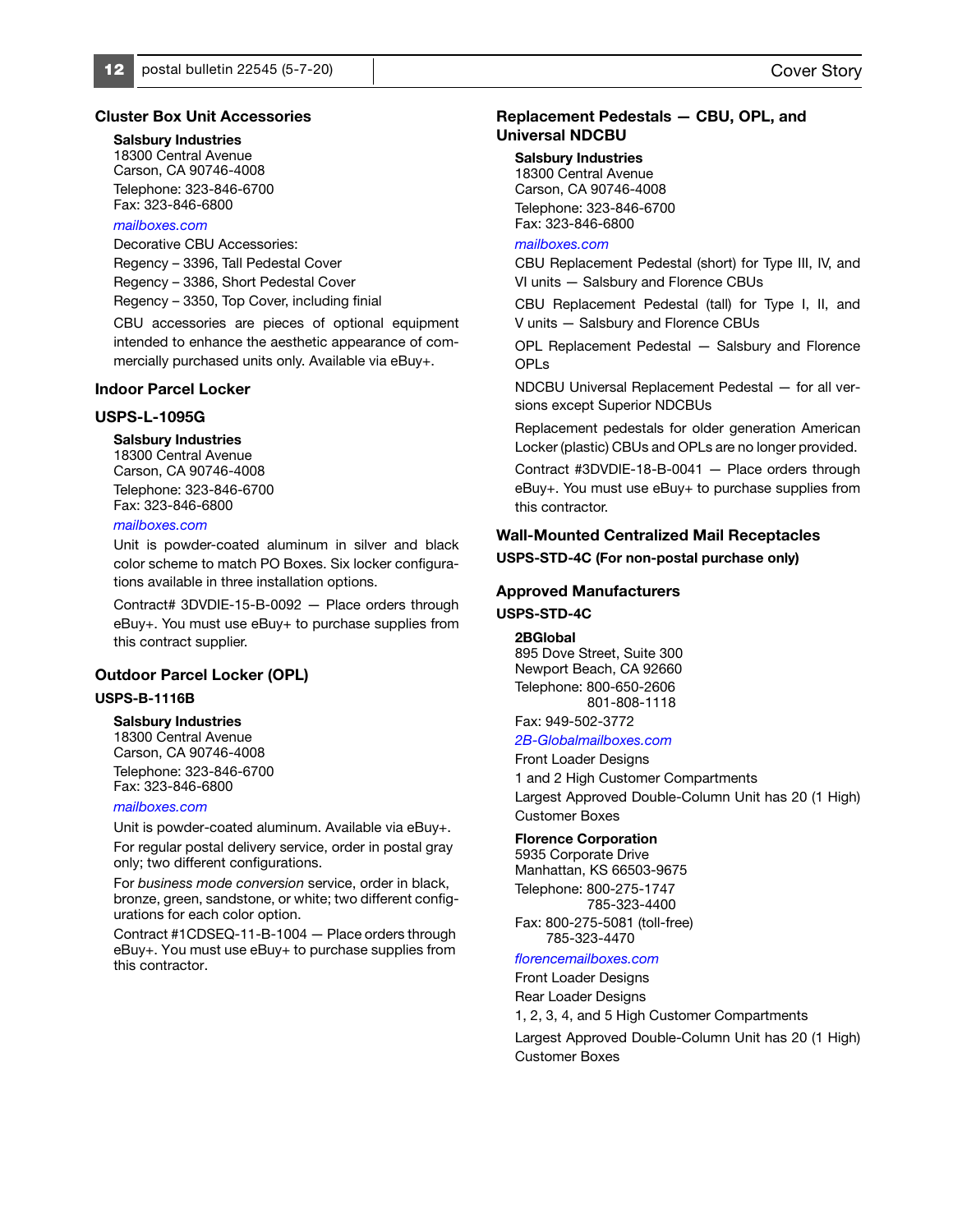## Cluster Box Unit Accessories

**Salsbury Industries**
18300 Central Avenue
Carson, CA 90746-4008

Telephone: 323-846-6700
Fax: 323-846-6800

*mailboxes.com*

Decorative CBU Accessories:

Regency – 3396, Tall Pedestal Cover

Regency – 3386, Short Pedestal Cover

Regency – 3350, Top Cover, including finial

CBU accessories are pieces of optional equipment intended to enhance the aesthetic appearance of commercially purchased units only. Available via eBuy+.

## Indoor Parcel Locker

## USPS-L-1095G

**Salsbury Industries**
18300 Central Avenue
Carson, CA 90746-4008

Telephone: 323-846-6700
Fax: 323-846-6800

*mailboxes.com*

Unit is powder-coated aluminum in silver and black color scheme to match PO Boxes. Six locker configurations available in three installation options.

Contract# 3DVDIE-15-B-0092 — Place orders through eBuy+. You must use eBuy+ to purchase supplies from this contract supplier.

## Outdoor Parcel Locker (OPL)

### USPS-B-1116B

**Salsbury Industries**
18300 Central Avenue
Carson, CA 90746-4008

Telephone: 323-846-6700
Fax: 323-846-6800

*mailboxes.com*

Unit is powder-coated aluminum. Available via eBuy+.

For regular postal delivery service, order in postal gray only; two different configurations.

For *business mode conversion* service, order in black, bronze, green, sandstone, or white; two different configurations for each color option.

Contract #1CDSEQ-11-B-1004 — Place orders through eBuy+. You must use eBuy+ to purchase supplies from this contractor.

## Replacement Pedestals — CBU, OPL, and Universal NDCBU

**Salsbury Industries**
18300 Central Avenue
Carson, CA 90746-4008

Telephone: 323-846-6700
Fax: 323-846-6800

*mailboxes.com*

CBU Replacement Pedestal (short) for Type III, IV, and VI units — Salsbury and Florence CBUs

CBU Replacement Pedestal (tall) for Type I, II, and V units — Salsbury and Florence CBUs

OPL Replacement Pedestal — Salsbury and Florence OPLs

NDCBU Universal Replacement Pedestal — for all versions except Superior NDCBUs

Replacement pedestals for older generation American Locker (plastic) CBUs and OPLs are no longer provided.

Contract #3DVDIE-18-B-0041 — Place orders through eBuy+. You must use eBuy+ to purchase supplies from this contractor.

## Wall-Mounted Centralized Mail Receptacles

### USPS-STD-4C (For non-postal purchase only)

## Approved Manufacturers

### USPS-STD-4C

**2BGlobal**
895 Dove Street, Suite 300
Newport Beach, CA 92660

Telephone: 800-650-2606
801-808-1118

Fax: 949-502-3772

*2B-Globalmailboxes.com*

Front Loader Designs

1 and 2 High Customer Compartments

Largest Approved Double-Column Unit has 20 (1 High) Customer Boxes

**Florence Corporation**
5935 Corporate Drive
Manhattan, KS 66503-9675

Telephone: 800-275-1747
785-323-4400

Fax: 800-275-5081 (toll-free)
785-323-4470

*florencemailboxes.com*

Front Loader Designs

Rear Loader Designs

1, 2, 3, 4, and 5 High Customer Compartments

Largest Approved Double-Column Unit has 20 (1 High) Customer Boxes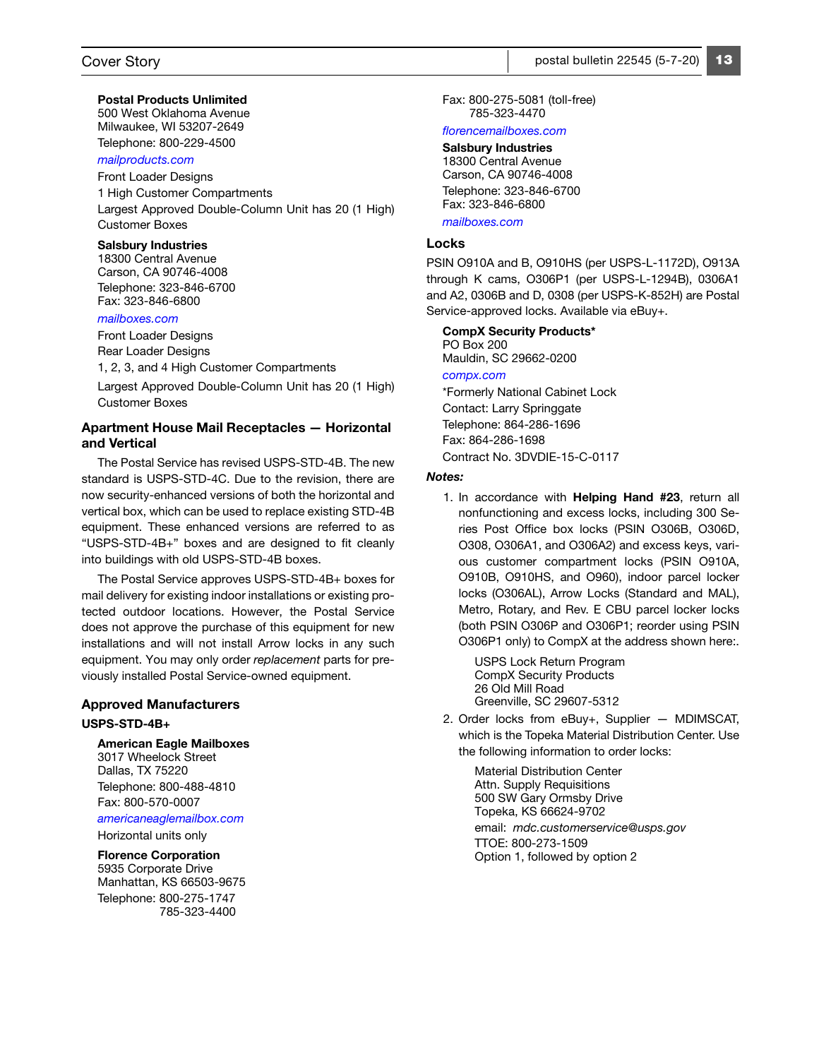**Postal Products Unlimited**
500 West Oklahoma Avenue
Milwaukee, WI 53207-2649
Telephone: 800-229-4500

*mailproducts.com*

Front Loader Designs
1 High Customer Compartments
Largest Approved Double-Column Unit has 20 (1 High) Customer Boxes

**Salsbury Industries**
18300 Central Avenue
Carson, CA 90746-4008
Telephone: 323-846-6700
Fax: 323-846-6800

*mailboxes.com*

Front Loader Designs
Rear Loader Designs
1, 2, 3, and 4 High Customer Compartments
Largest Approved Double-Column Unit has 20 (1 High) Customer Boxes

### Apartment House Mail Receptacles — Horizontal and Vertical

The Postal Service has revised USPS-STD-4B. The new standard is USPS-STD-4C. Due to the revision, there are now security-enhanced versions of both the horizontal and vertical box, which can be used to replace existing STD-4B equipment. These enhanced versions are referred to as "USPS-STD-4B+" boxes and are designed to fit cleanly into buildings with old USPS-STD-4B boxes.

The Postal Service approves USPS-STD-4B+ boxes for mail delivery for existing indoor installations or existing protected outdoor locations. However, the Postal Service does not approve the purchase of this equipment for new installations and will not install Arrow locks in any such equipment. You may only order *replacement* parts for previously installed Postal Service-owned equipment.

### Approved Manufacturers

#### USPS-STD-4B+

**American Eagle Mailboxes**
3017 Wheelock Street
Dallas, TX 75220
Telephone: 800-488-4810
Fax: 800-570-0007

*americaneaglemailbox.com*

Horizontal units only

**Florence Corporation**
5935 Corporate Drive
Manhattan, KS 66503-9675
Telephone: 800-275-1747
785-323-4400
Fax: 800-275-5081 (toll-free)
785-323-4470

*florencemailboxes.com*

**Salsbury Industries**
18300 Central Avenue
Carson, CA 90746-4008
Telephone: 323-846-6700
Fax: 323-846-6800

*mailboxes.com*

### Locks

PSIN O910A and B, O910HS (per USPS-L-1172D), O913A through K cams, O306P1 (per USPS-L-1294B), 0306A1 and A2, 0306B and D, 0308 (per USPS-K-852H) are Postal Service-approved locks. Available via eBuy+.

**CompX Security Products***
PO Box 200
Mauldin, SC 29662-0200

*compx.com*

*Formerly National Cabinet Lock
Contact: Larry Springgate
Telephone: 864-286-1696
Fax: 864-286-1698
Contract No. 3DVDIE-15-C-0117

***Notes:***

1. In accordance with **Helping Hand #23**, return all nonfunctioning and excess locks, including 300 Series Post Office box locks (PSIN O306B, O306D, O308, O306A1, and O306A2) and excess keys, various customer compartment locks (PSIN O910A, O910B, O910HS, and O960), indoor parcel locker locks (O306AL), Arrow Locks (Standard and MAL), Metro, Rotary, and Rev. E CBU parcel locker locks (both PSIN O306P and O306P1; reorder using PSIN O306P1 only) to CompX at the address shown here:.

   USPS Lock Return Program
   CompX Security Products
   26 Old Mill Road
   Greenville, SC 29607-5312

2. Order locks from eBuy+, Supplier — MDIMSCAT, which is the Topeka Material Distribution Center. Use the following information to order locks:

   Material Distribution Center
   Attn. Supply Requisitions
   500 SW Gary Ormsby Drive
   Topeka, KS 66624-9702
   email: *mdc.customerservice@usps.gov*
   TTOE: 800-273-1509
   Option 1, followed by option 2